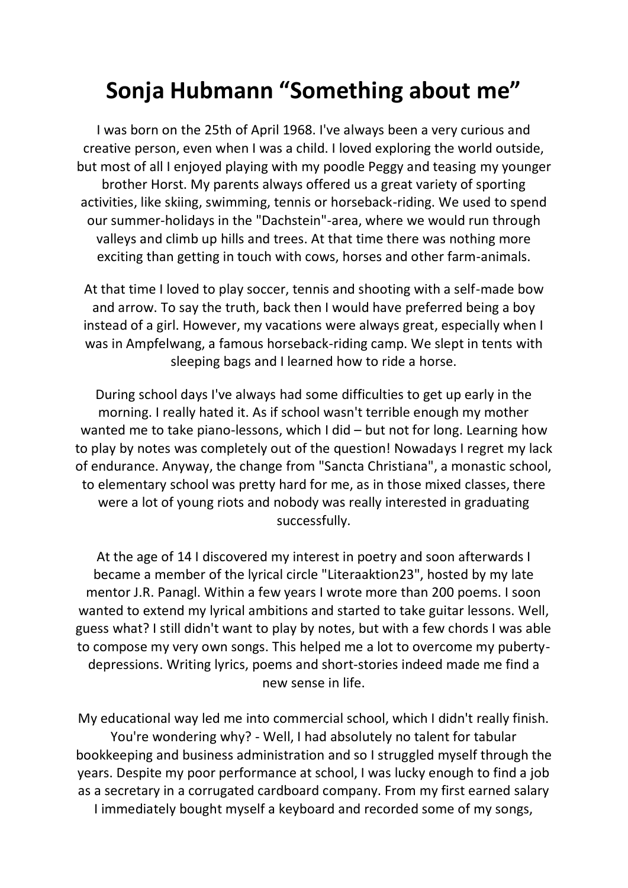# Sonja Hubmann "Something about me"

I was born on the 25th of April 1968. I've always been a very curious and creative person, even when I was a child. I loved exploring the world outside, but most of all I enjoyed playing with my poodle Peggy and teasing my younger brother Horst. My parents always offered us a great variety of sporting activities, like skiing, swimming, tennis or horseback-riding. We used to spend our summer-holidays in the "Dachstein"-area, where we would run through valleys and climb up hills and trees. At that time there was nothing more exciting than getting in touch with cows, horses and other farm-animals.

At that time I loved to play soccer, tennis and shooting with a self-made bow and arrow. To say the truth, back then I would have preferred being a boy instead of a girl. However, my vacations were always great, especially when I was in Ampfelwang, a famous horseback-riding camp. We slept in tents with sleeping bags and I learned how to ride a horse.

During school days I've always had some difficulties to get up early in the morning. I really hated it. As if school wasn't terrible enough my mother wanted me to take piano-lessons, which I did – but not for long. Learning how to play by notes was completely out of the question! Nowadays I regret my lack of endurance. Anyway, the change from "Sancta Christiana", a monastic school, to elementary school was pretty hard for me, as in those mixed classes, there were a lot of young riots and nobody was really interested in graduating successfully.

At the age of 14 I discovered my interest in poetry and soon afterwards I became a member of the lyrical circle "Literaaktion23", hosted by my late mentor J.R. Panagl. Within a few years I wrote more than 200 poems. I soon wanted to extend my lyrical ambitions and started to take guitar lessons. Well, guess what? I still didn't want to play by notes, but with a few chords I was able to compose my very own songs. This helped me a lot to overcome my puberty-depressions. Writing lyrics, poems and short-stories indeed made me find a new sense in life.

My educational way led me into commercial school, which I didn't really finish. You're wondering why? - Well, I had absolutely no talent for tabular bookkeeping and business administration and so I struggled myself through the years. Despite my poor performance at school, I was lucky enough to find a job as a secretary in a corrugated cardboard company. From my first earned salary I immediately bought myself a keyboard and recorded some of my songs,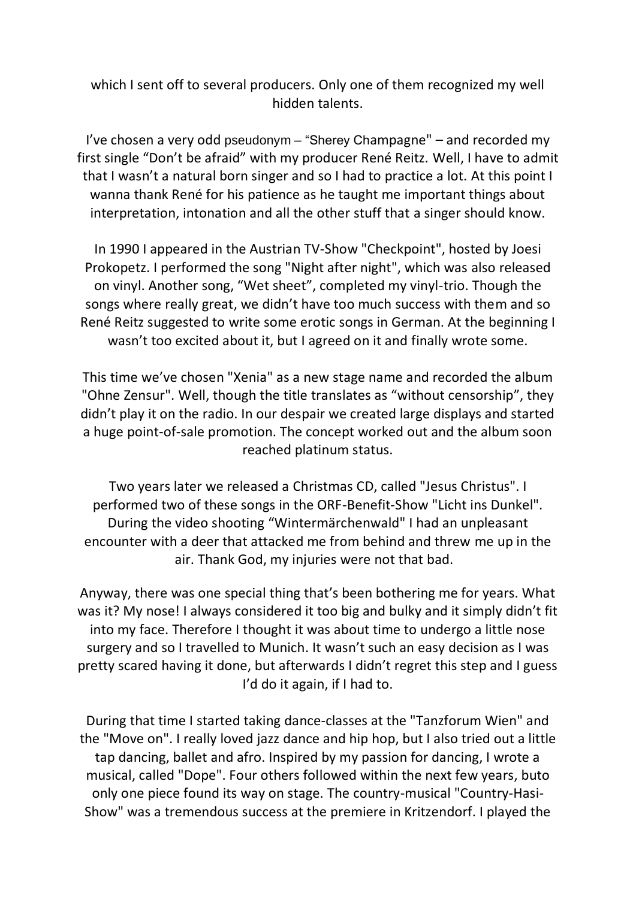which I sent off to several producers. Only one of them recognized my well hidden talents.

I've chosen a very odd pseudonym – "Sherey Champagne" – and recorded my first single "Don't be afraid" with my producer René Reitz. Well, I have to admit that I wasn't a natural born singer and so I had to practice a lot. At this point I wanna thank René for his patience as he taught me important things about interpretation, intonation and all the other stuff that a singer should know.

In 1990 I appeared in the Austrian TV-Show "Checkpoint", hosted by Joesi Prokopetz. I performed the song "Night after night", which was also released on vinyl. Another song, "Wet sheet", completed my vinyl-trio. Though the songs where really great, we didn't have too much success with them and so René Reitz suggested to write some erotic songs in German. At the beginning I wasn't too excited about it, but I agreed on it and finally wrote some.

This time we've chosen "Xenia" as a new stage name and recorded the album "Ohne Zensur". Well, though the title translates as "without censorship", they didn't play it on the radio. In our despair we created large displays and started a huge point-of-sale promotion. The concept worked out and the album soon reached platinum status.

Two years later we released a Christmas CD, called "Jesus Christus". I performed two of these songs in the ORF-Benefit-Show "Licht ins Dunkel". During the video shooting "Wintermärchenwald" I had an unpleasant encounter with a deer that attacked me from behind and threw me up in the air. Thank God, my injuries were not that bad.

Anyway, there was one special thing that's been bothering me for years. What was it? My nose! I always considered it too big and bulky and it simply didn't fit into my face. Therefore I thought it was about time to undergo a little nose surgery and so I travelled to Munich. It wasn't such an easy decision as I was pretty scared having it done, but afterwards I didn't regret this step and I guess I'd do it again, if I had to.

During that time I started taking dance-classes at the "Tanzforum Wien" and the "Move on". I really loved jazz dance and hip hop, but I also tried out a little tap dancing, ballet and afro. Inspired by my passion for dancing, I wrote a musical, called "Dope". Four others followed within the next few years, buto only one piece found its way on stage. The country-musical "Country-Hasi-Show" was a tremendous success at the premiere in Kritzendorf. I played the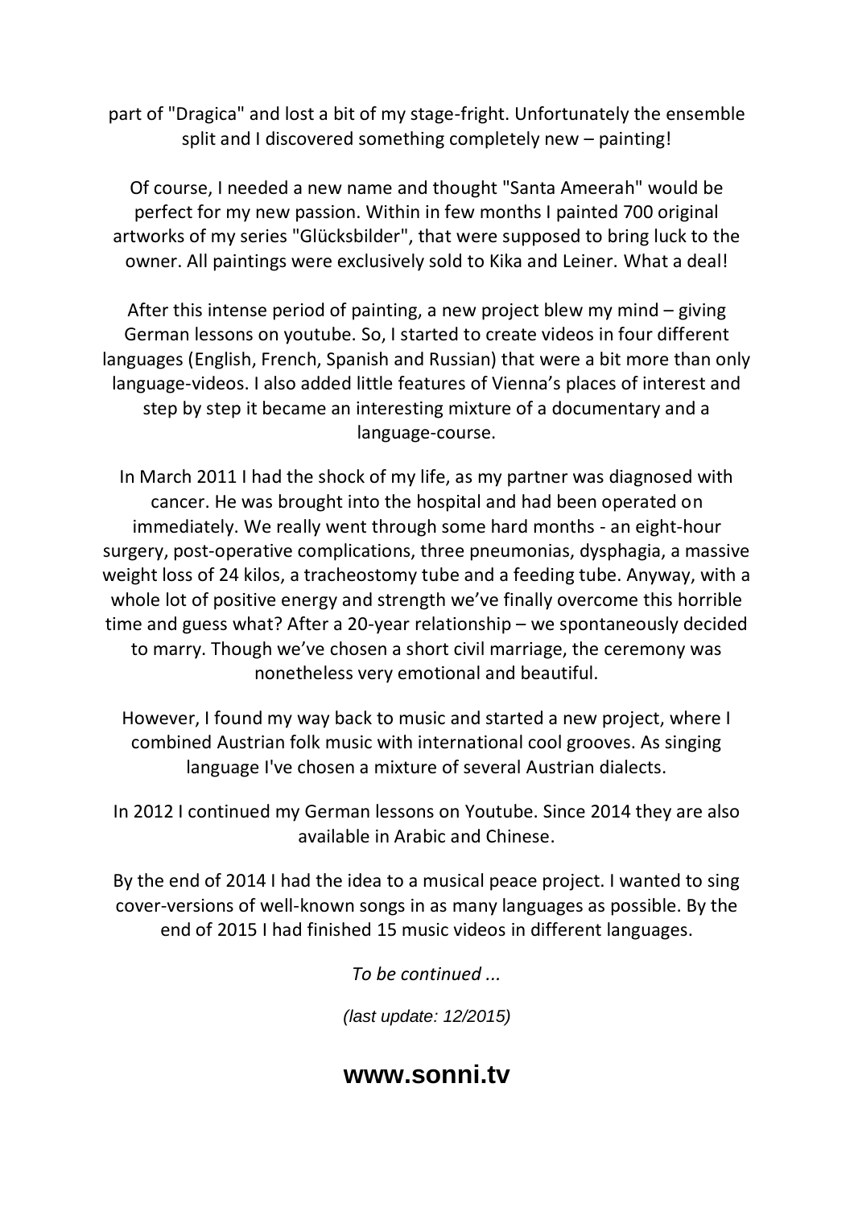part of "Dragica" and lost a bit of my stage-fright. Unfortunately the ensemble split and I discovered something completely new – painting!

Of course, I needed a new name and thought "Santa Ameerah" would be perfect for my new passion. Within in few months I painted 700 original artworks of my series "Glücksbilder", that were supposed to bring luck to the owner. All paintings were exclusively sold to Kika and Leiner. What a deal!

After this intense period of painting, a new project blew my mind – giving German lessons on youtube. So, I started to create videos in four different languages (English, French, Spanish and Russian) that were a bit more than only language-videos. I also added little features of Vienna's places of interest and step by step it became an interesting mixture of a documentary and a language-course.

In March 2011 I had the shock of my life, as my partner was diagnosed with cancer. He was brought into the hospital and had been operated on immediately. We really went through some hard months - an eight-hour surgery, post-operative complications, three pneumonias, dysphagia, a massive weight loss of 24 kilos, a tracheostomy tube and a feeding tube. Anyway, with a whole lot of positive energy and strength we've finally overcome this horrible time and guess what? After a 20-year relationship – we spontaneously decided to marry. Though we've chosen a short civil marriage, the ceremony was nonetheless very emotional and beautiful.

However, I found my way back to music and started a new project, where I combined Austrian folk music with international cool grooves. As singing language I've chosen a mixture of several Austrian dialects.

In 2012 I continued my German lessons on Youtube. Since 2014 they are also available in Arabic and Chinese.

By the end of 2014 I had the idea to a musical peace project. I wanted to sing cover-versions of well-known songs in as many languages as possible. By the end of 2015 I had finished 15 music videos in different languages.

*To be continued ...*

*(last update: 12/2015)*

## www.sonni.tv